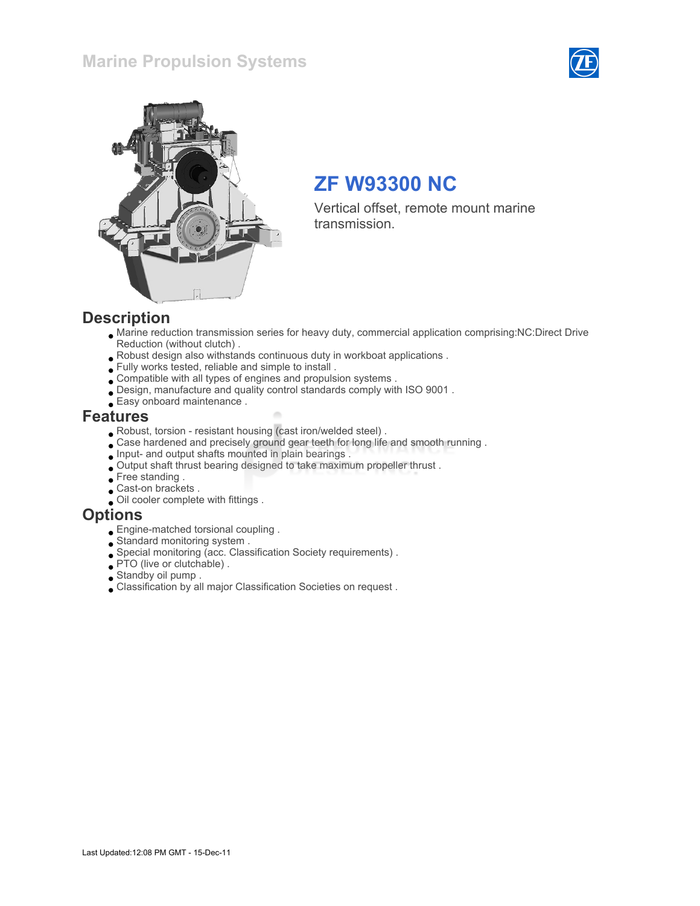# Marine Propulsion Systems

## ZF W93300 NC

Vertical offset, remote mount marine transmission.

## Description

- Marine reduction transmission series for heavy duty, commercial application comprising:NC:Direct Drive Reduction (without clutch) .
- Robust design also withstands continuous duty in workboat applications .
- Fully works tested, reliable and simple to install .
- Compatible with all types of engines and propulsion systems .
- Design, manufacture and quality control standards comply with ISO 9001 .
- Easy onboard maintenance .

## Features

- Robust, torsion - resistant housing (cast iron/welded steel) .
- Case hardened and precisely ground gear teeth for long life and smooth running .
- Input- and output shafts mounted in plain bearings .
- Output shaft thrust bearing designed to take maximum propeller thrust .
- Free standing .
- Cast-on brackets .
- Oil cooler complete with fittings .

## Options

- Engine-matched torsional coupling .
- Standard monitoring system .
- Special monitoring (acc. Classification Society requirements) .
- PTO (live or clutchable) .
- Standby oil pump .
- Classification by all major Classification Societies on request .

Last Updated:12:08 PM GMT - 15-Dec-11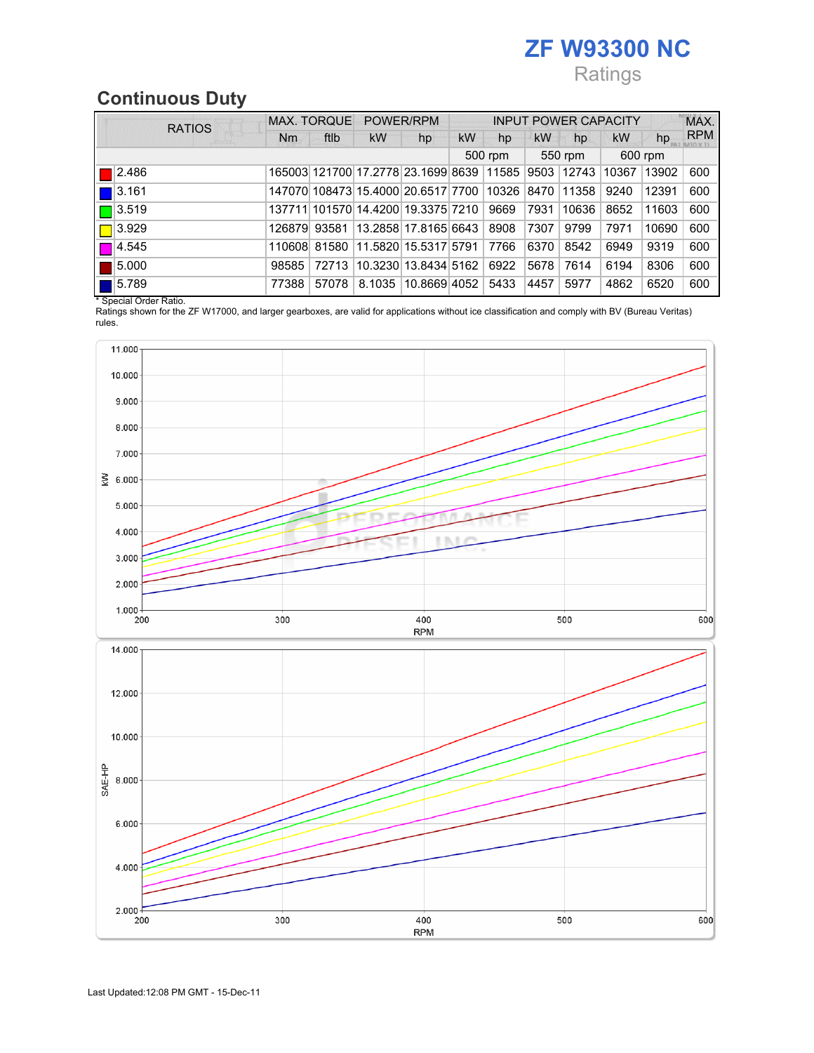# ZF W93300 NC

Ratings

## Continuous Duty

| RATIOS | MAX. TORQUE | | POWER/RPM | | INPUT POWER CAPACITY | | | | | | MAX. RPM |
|---|---|---|---|---|---|---|---|---|---|---|---|
| | Nm | ftlb | kW | hp | kW | hp | kW | hp | kW | hp | |
| | | | | | 500 rpm | | 550 rpm | | 600 rpm | | |
| 2.486 | 165003 | 121700 | 17.2778 | 23.1699 | 8639 | 11585 | 9503 | 12743 | 10367 | 13902 | 600 |
| 3.161 | 147070 | 108473 | 15.4000 | 20.6517 | 7700 | 10326 | 8470 | 11358 | 9240 | 12391 | 600 |
| 3.519 | 137711 | 101570 | 14.4200 | 19.3375 | 7210 | 9669 | 7931 | 10636 | 8652 | 11603 | 600 |
| 3.929 | 126879 | 93581 | 13.2858 | 17.8165 | 6643 | 8908 | 7307 | 9799 | 7971 | 10690 | 600 |
| 4.545 | 110608 | 81580 | 11.5820 | 15.5317 | 5791 | 7766 | 6370 | 8542 | 6949 | 9319 | 600 |
| 5.000 | 98585 | 72713 | 10.3230 | 13.8434 | 5162 | 6922 | 5678 | 7614 | 6194 | 8306 | 600 |
| 5.789 | 77388 | 57078 | 8.1035 | 10.8669 | 4052 | 5433 | 4457 | 5977 | 4862 | 6520 | 600 |

* Special Order Ratio.

Ratings shown for the ZF W17000, and larger gearboxes, are valid for applications without ice classification and comply with BV (Bureau Veritas) rules.

Last Updated:12:08 PM GMT - 15-Dec-11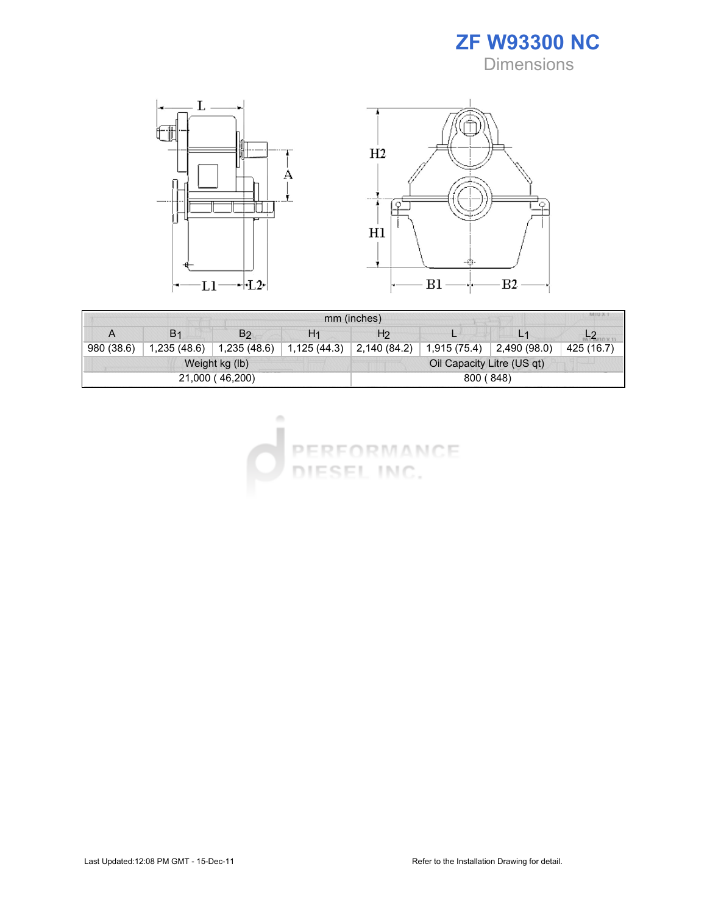# ZF W93300 NC

## Dimensions

| mm (inches) | | | | | | | |
|---|---|---|---|---|---|---|---|
| A | $B_1$ | $B_2$ | $H_1$ | $H_2$ | L | $L_1$ | $L_2$ |
| 980 (38.6) | 1,235 (48.6) | 1,235 (48.6) | 1,125 (44.3) | 2,140 (84.2) | 1,915 (75.4) | 2,490 (98.0) | 425 (16.7) |
| Weight kg (lb) | | | | Oil Capacity Litre (US qt) | | | |
| 21,000 ( 46,200) | | | | 800 ( 848) | | | |

Last Updated:12:08 PM GMT - 15-Dec-11

Refer to the Installation Drawing for detail.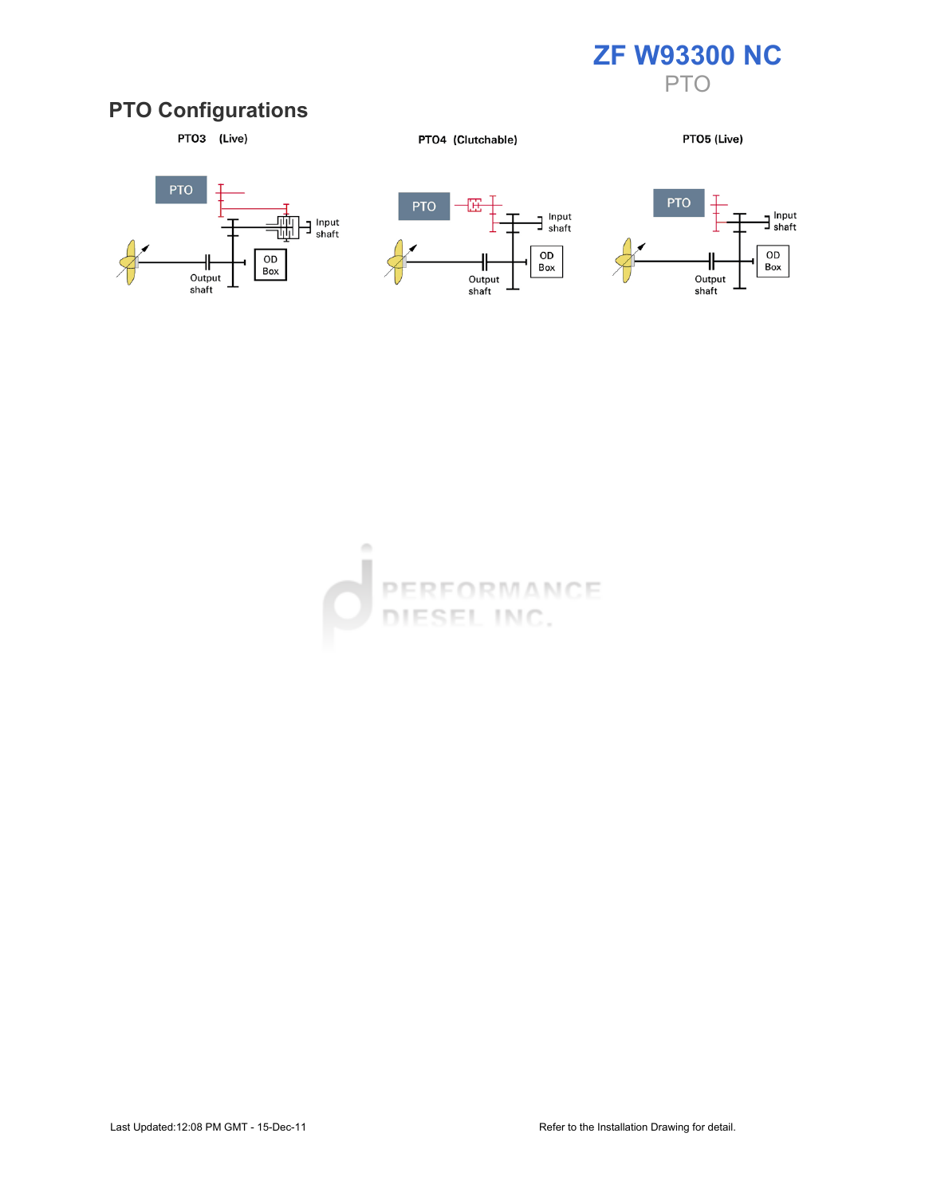# ZF W93300 NC

PTO

## PTO Configurations

**PTO3 (Live)**

PTO

Input shaft

OD Box

Output shaft

**PTO4 (Clutchable)**

PTO

Input shaft

OD Box

Output shaft

**PTO5 (Live)**

PTO

Input shaft

OD Box

Output shaft

Last Updated:12:08 PM GMT - 15-Dec-11

Refer to the Installation Drawing for detail.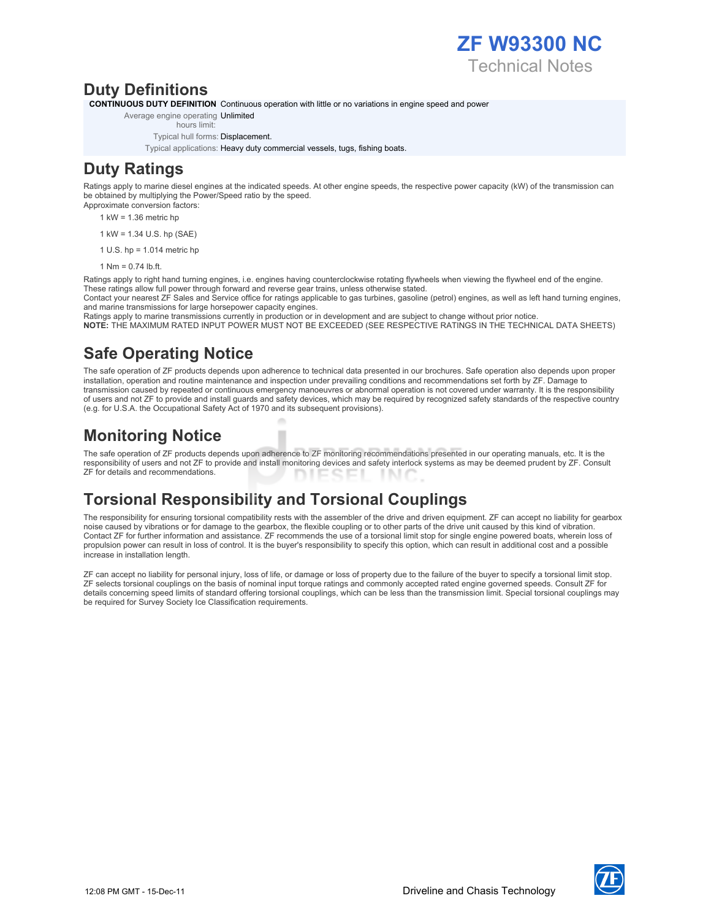# ZF W93300 NC
Technical Notes

## Duty Definitions

| | |
|---|---|
| **CONTINUOUS DUTY DEFINITION** | Continuous operation with little or no variations in engine speed and power |
| Average engine operating hours limit: | Unlimited |
| Typical hull forms: | Displacement. |
| Typical applications: | Heavy duty commercial vessels, tugs, fishing boats. |

## Duty Ratings

Ratings apply to marine diesel engines at the indicated speeds. At other engine speeds, the respective power capacity (kW) of the transmission can be obtained by multiplying the Power/Speed ratio by the speed.
Approximate conversion factors:

1 kW = 1.36 metric hp

1 kW = 1.34 U.S. hp (SAE)

1 U.S. hp = 1.014 metric hp

1 Nm = 0.74 lb.ft.

Ratings apply to right hand turning engines, i.e. engines having counterclockwise rotating flywheels when viewing the flywheel end of the engine. These ratings allow full power through forward and reverse gear trains, unless otherwise stated.
Contact your nearest ZF Sales and Service office for ratings applicable to gas turbines, gasoline (petrol) engines, as well as left hand turning engines, and marine transmissions for large horsepower capacity engines.
Ratings apply to marine transmissions currently in production or in development and are subject to change without prior notice.
**NOTE:** THE MAXIMUM RATED INPUT POWER MUST NOT BE EXCEEDED (SEE RESPECTIVE RATINGS IN THE TECHNICAL DATA SHEETS)

## Safe Operating Notice

The safe operation of ZF products depends upon adherence to technical data presented in our brochures. Safe operation also depends upon proper installation, operation and routine maintenance and inspection under prevailing conditions and recommendations set forth by ZF. Damage to transmission caused by repeated or continuous emergency manoeuvres or abnormal operation is not covered under warranty. It is the responsibility of users and not ZF to provide and install guards and safety devices, which may be required by recognized safety standards of the respective country (e.g. for U.S.A. the Occupational Safety Act of 1970 and its subsequent provisions).

## Monitoring Notice

The safe operation of ZF products depends upon adherence to ZF monitoring recommendations presented in our operating manuals, etc. It is the responsibility of users and not ZF to provide and install monitoring devices and safety interlock systems as may be deemed prudent by ZF. Consult ZF for details and recommendations.

## Torsional Responsibility and Torsional Couplings

The responsibility for ensuring torsional compatibility rests with the assembler of the drive and driven equipment. ZF can accept no liability for gearbox noise caused by vibrations or for damage to the gearbox, the flexible coupling or to other parts of the drive unit caused by this kind of vibration. Contact ZF for further information and assistance. ZF recommends the use of a torsional limit stop for single engine powered boats, wherein loss of propulsion power can result in loss of control. It is the buyer's responsibility to specify this option, which can result in additional cost and a possible increase in installation length.

ZF can accept no liability for personal injury, loss of life, or damage or loss of property due to the failure of the buyer to specify a torsional limit stop. ZF selects torsional couplings on the basis of nominal input torque ratings and commonly accepted rated engine governed speeds. Consult ZF for details concerning speed limits of standard offering torsional couplings, which can be less than the transmission limit. Special torsional couplings may be required for Survey Society Ice Classification requirements.